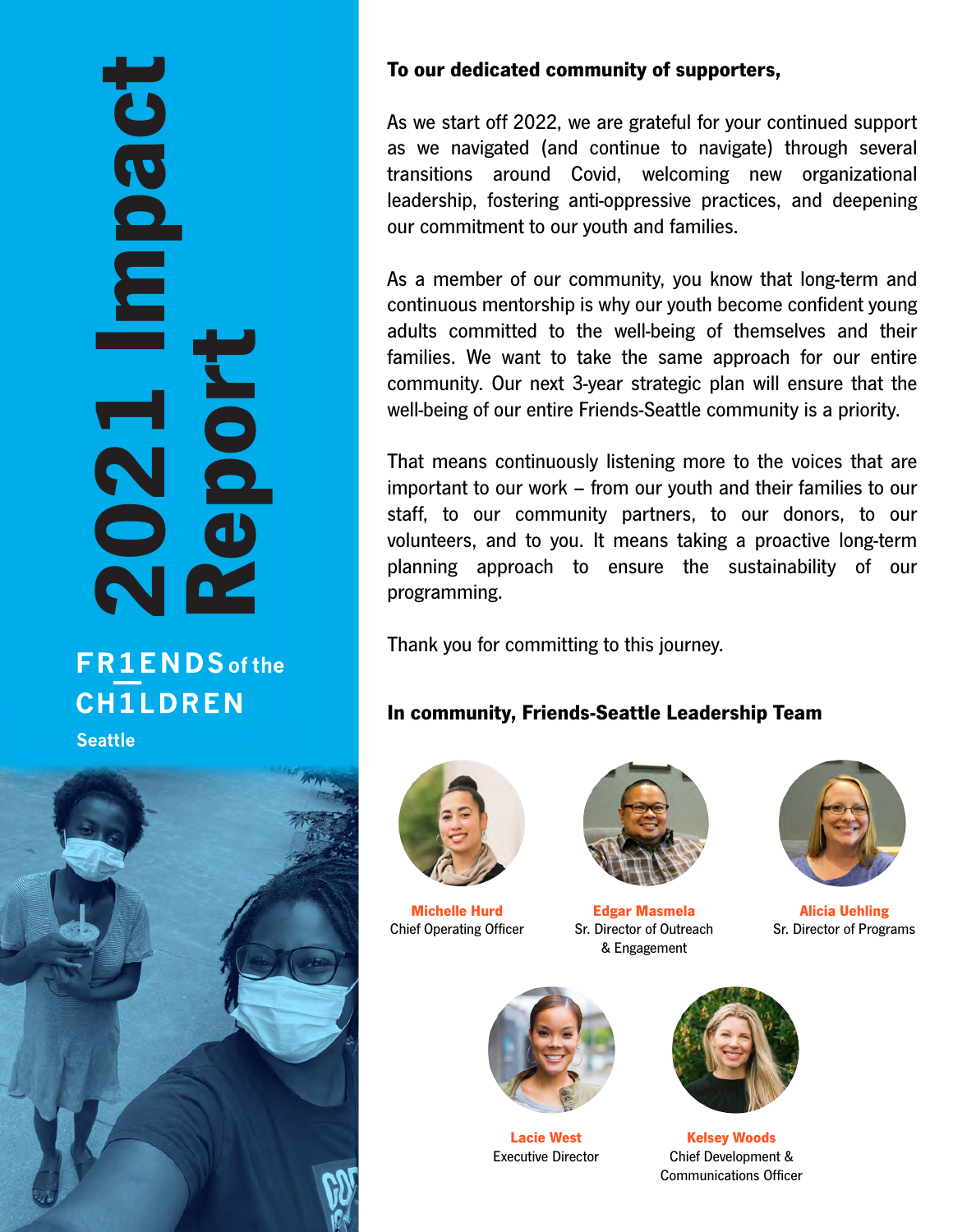# 2021 Impact Report

**FRIENDS of the CHILDREN**
**Seattle**

**To our dedicated community of supporters,**

As we start off 2022, we are grateful for your continued support as we navigated (and continue to navigate) through several transitions around Covid, welcoming new organizational leadership, fostering anti-oppressive practices, and deepening our commitment to our youth and families.

As a member of our community, you know that long-term and continuous mentorship is why our youth become confident young adults committed to the well-being of themselves and their families. We want to take the same approach for our entire community. Our next 3-year strategic plan will ensure that the well-being of our entire Friends-Seattle community is a priority.

That means continuously listening more to the voices that are important to our work – from our youth and their families to our staff, to our community partners, to our donors, to our volunteers, and to you. It means taking a proactive long-term planning approach to ensure the sustainability of our programming.

Thank you for committing to this journey.

**In community, Friends-Seattle Leadership Team**

**Michelle Hurd**
Chief Operating Officer

**Edgar Masmela**
Sr. Director of Outreach & Engagement

**Alicia Uehling**
Sr. Director of Programs

**Lacie West**
Executive Director

**Kelsey Woods**
Chief Development & Communications Officer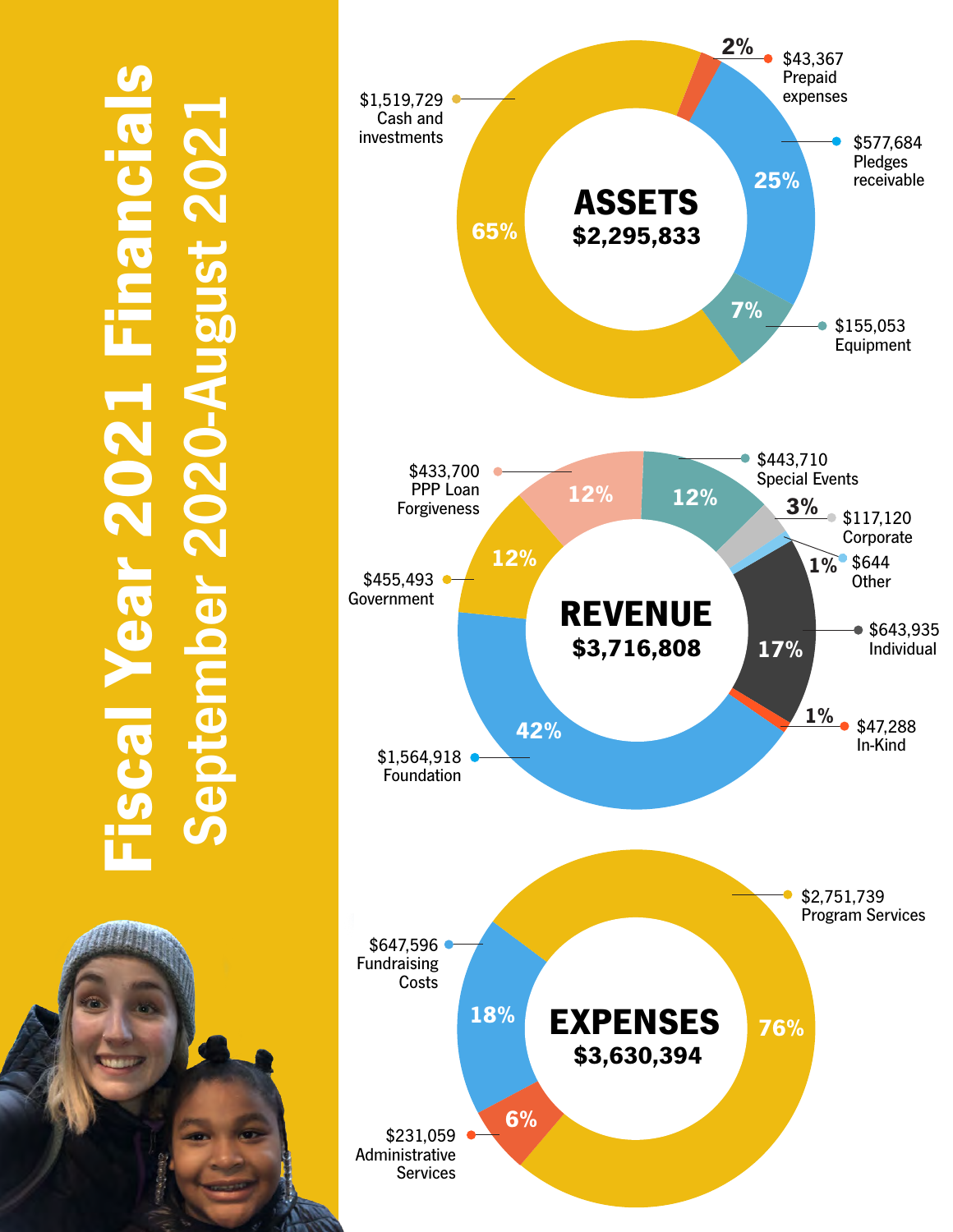# Fiscal Year 2021 Financials

## September 2020-August 2021

### ASSETS $2,295,833

| Category | Amount | Percentage |
|---|---|---|
| Cash and investments | $1,519,729 | 65% |
| Prepaid expenses | $43,367 | 2% |
| Pledges receivable | $577,684 | 25% |
| Equipment | $155,053 | 7% |

### REVENUE $3,716,808

| Category | Amount | Percentage |
|---|---|---|
| PPP Loan Forgiveness | $433,700 | 12% |
| Special Events | $443,710 | 12% |
| Corporate | $117,120 | 3% |
| Other | $644 | 1% |
| Individual | $643,935 | 17% |
| In-Kind | $47,288 | 1% |
| Foundation | $1,564,918 | 42% |
| Government | $455,493 | 12% |

### EXPENSES $3,630,394

| Category | Amount | Percentage |
|---|---|---|
| Program Services | $2,751,739 | 76% |
| Fundraising Costs | $647,596 | 18% |
| Administrative Services | $231,059 | 6% |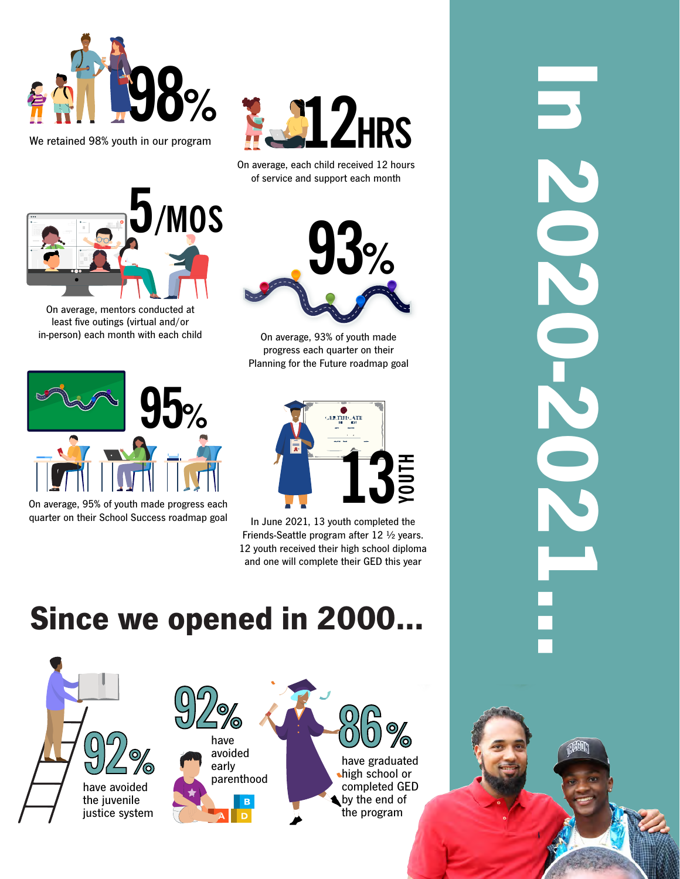# In 2020-2021...

**98%**

We retained 98% youth in our program

**12 HRS**

On average, each child received 12 hours of service and support each month

**5/MOS**

On average, mentors conducted at least five outings (virtual and/or in-person) each month with each child

**93%**

On average, 93% of youth made progress each quarter on their Planning for the Future roadmap goal

**95%**

On average, 95% of youth made progress each quarter on their School Success roadmap goal

**13 YOUTH**

In June 2021, 13 youth completed the Friends-Seattle program after 12 ½ years. 12 youth received their high school diploma and one will complete their GED this year

## Since we opened in 2000...

**92%** have avoided the juvenile justice system

**92%** have avoided early parenthood

**86%** have graduated high school or completed GED by the end of the program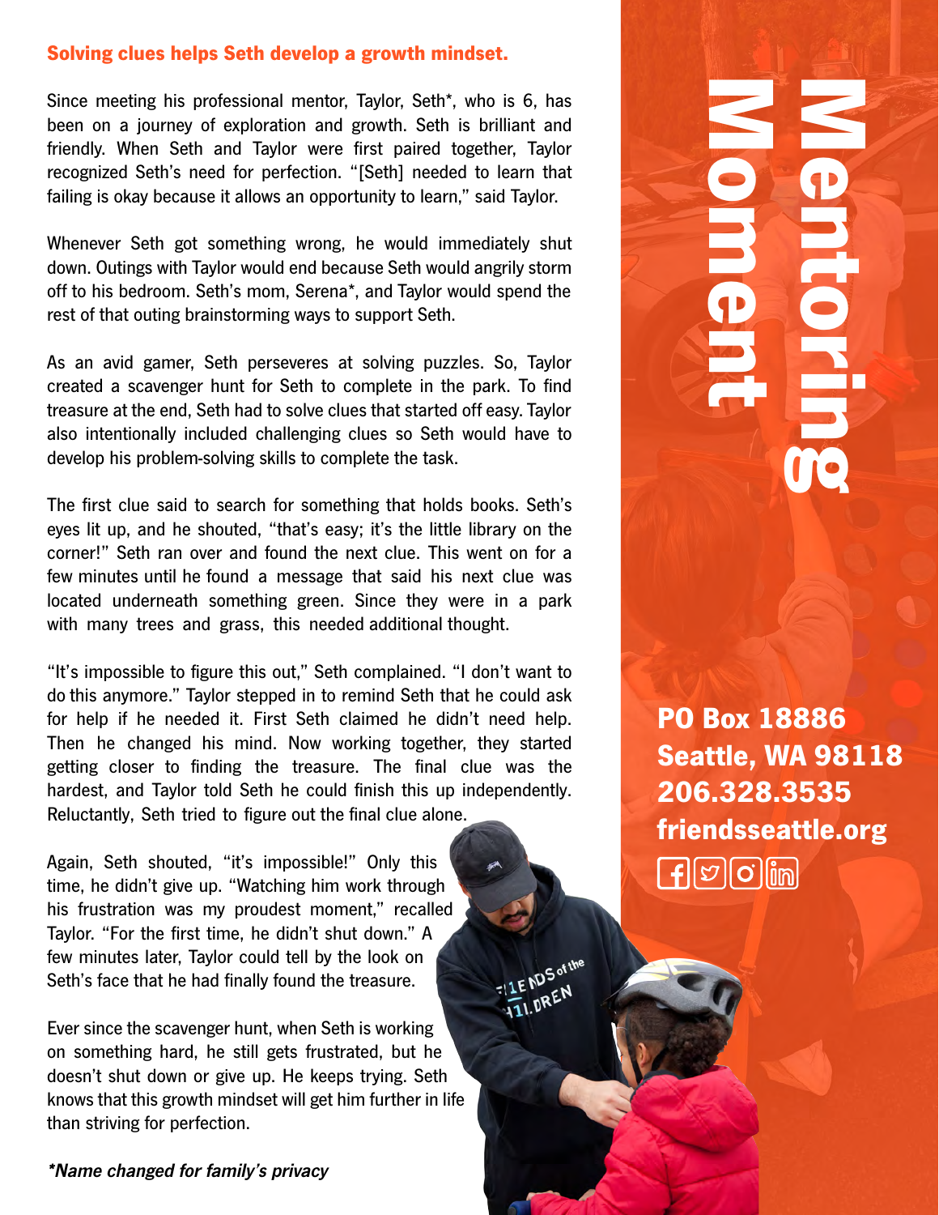### Solving clues helps Seth develop a growth mindset.

Since meeting his professional mentor, Taylor, Seth*, who is 6, has been on a journey of exploration and growth. Seth is brilliant and friendly. When Seth and Taylor were first paired together, Taylor recognized Seth's need for perfection. "[Seth] needed to learn that failing is okay because it allows an opportunity to learn," said Taylor.

Whenever Seth got something wrong, he would immediately shut down. Outings with Taylor would end because Seth would angrily storm off to his bedroom. Seth's mom, Serena*, and Taylor would spend the rest of that outing brainstorming ways to support Seth.

As an avid gamer, Seth perseveres at solving puzzles. So, Taylor created a scavenger hunt for Seth to complete in the park. To find treasure at the end, Seth had to solve clues that started off easy. Taylor also intentionally included challenging clues so Seth would have to develop his problem-solving skills to complete the task.

The first clue said to search for something that holds books. Seth's eyes lit up, and he shouted, "that's easy; it's the little library on the corner!" Seth ran over and found the next clue. This went on for a few minutes until he found a message that said his next clue was located underneath something green. Since they were in a park with many trees and grass, this needed additional thought.

"It's impossible to figure this out," Seth complained. "I don't want to do this anymore." Taylor stepped in to remind Seth that he could ask for help if he needed it. First Seth claimed he didn't need help. Then he changed his mind. Now working together, they started getting closer to finding the treasure. The final clue was the hardest, and Taylor told Seth he could finish this up independently. Reluctantly, Seth tried to figure out the final clue alone.

Again, Seth shouted, "it's impossible!" Only this time, he didn't give up. "Watching him work through his frustration was my proudest moment," recalled Taylor. "For the first time, he didn't shut down." A few minutes later, Taylor could tell by the look on Seth's face that he had finally found the treasure.

Ever since the scavenger hunt, when Seth is working on something hard, he still gets frustrated, but he doesn't shut down or give up. He keeps trying. Seth knows that this growth mindset will get him further in life than striving for perfection.

***Name changed for family's privacy***

# Mentoring Moment

**PO Box 18886**
**Seattle, WA 98118**
**206.328.3535**
**friendsseattle.org**